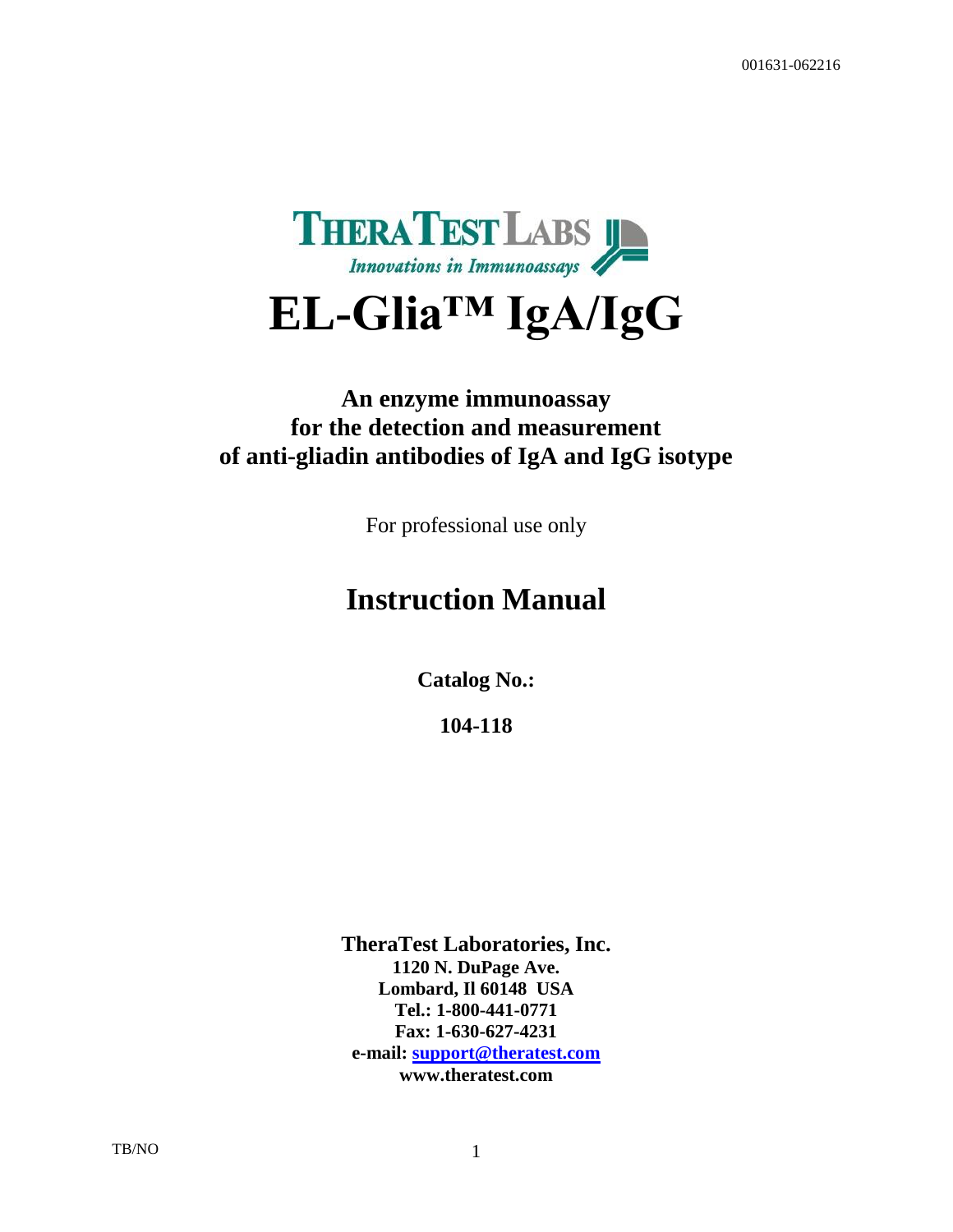001631-062216

**THERATEST LABS**

*Innovations in Immunoassays*

# EL-Glia™ IgA/IgG

## An enzyme immunoassay for the detection and measurement of anti-gliadin antibodies of IgA and IgG isotype

For professional use only

# Instruction Manual

**Catalog No.:**

**104-118**

**TheraTest Laboratories, Inc.**
**1120 N. DuPage Ave.**
**Lombard, Il 60148 USA**
**Tel.: 1-800-441-0771**
**Fax: 1-630-627-4231**
**e-mail: support@theratest.com**
**www.theratest.com**

TB/NO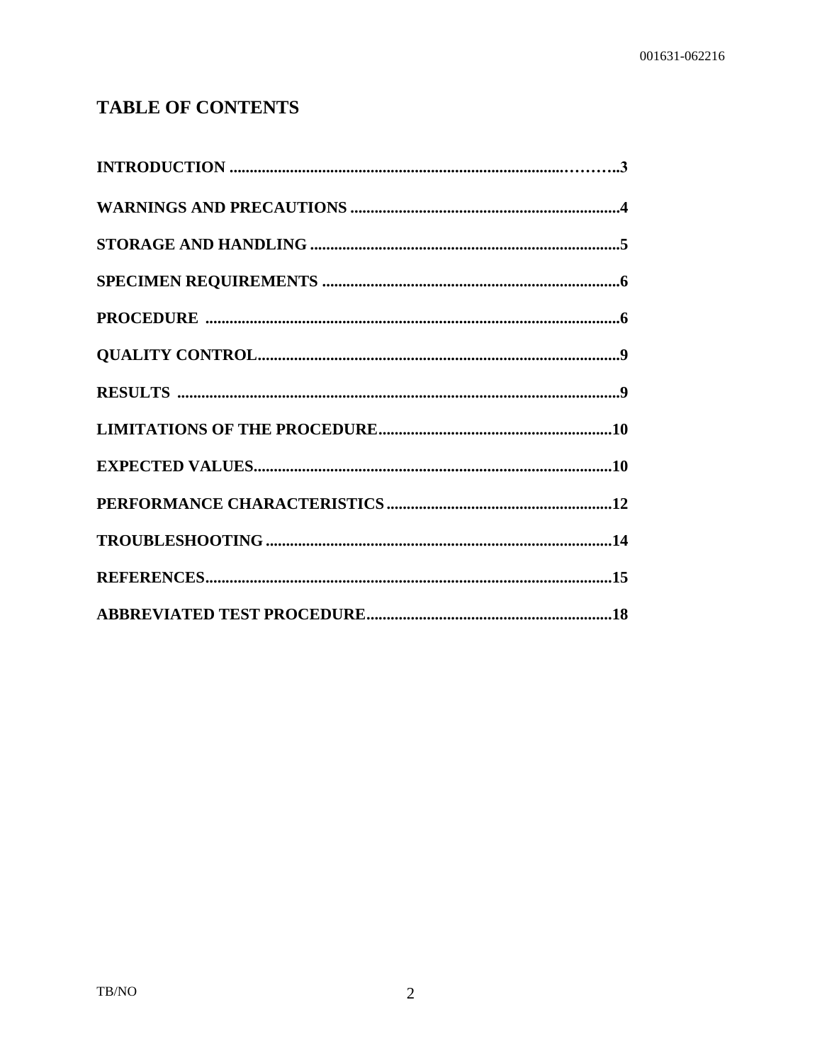# TABLE OF CONTENTS

**INTRODUCTION ..........................................................................................3**

**WARNINGS AND PRECAUTIONS ..................................................................4**

**STORAGE AND HANDLING ............................................................................5**

**SPECIMEN REQUIREMENTS .........................................................................6**

**PROCEDURE .....................................................................................................6**

**QUALITY CONTROL.........................................................................................9**

**RESULTS ............................................................................................................9**

**LIMITATIONS OF THE PROCEDURE.........................................................10**

**EXPECTED VALUES.......................................................................................10**

**PERFORMANCE CHARACTERISTICS .......................................................12**

**TROUBLESHOOTING .....................................................................................14**

**REFERENCES....................................................................................................15**

**ABBREVIATED TEST PROCEDURE............................................................18**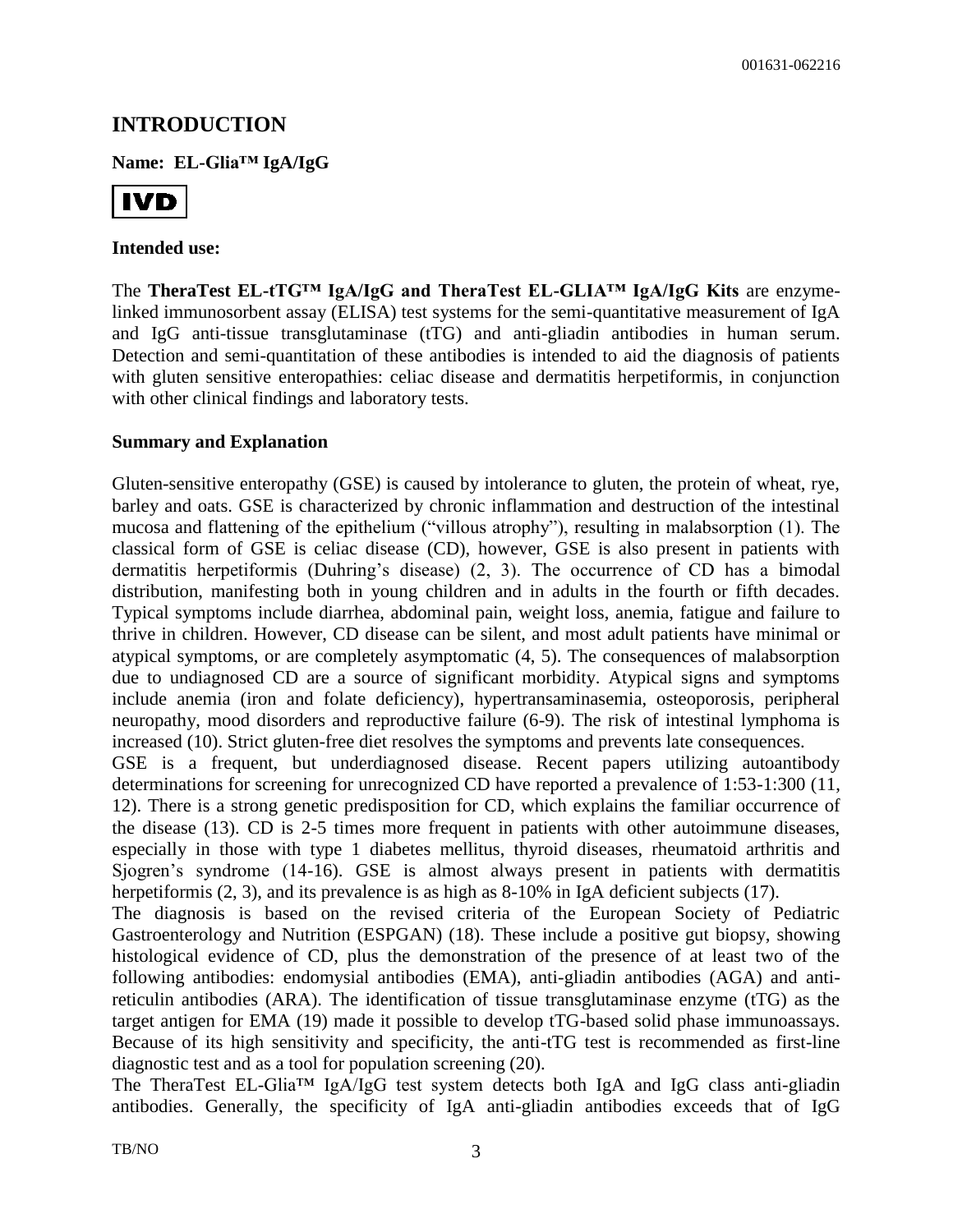## INTRODUCTION

**Name: EL-Glia™ IgA/IgG**

**IVD**

**Intended use:**

The **TheraTest EL-tTG™ IgA/IgG and TheraTest EL-GLIA™ IgA/IgG Kits** are enzyme-linked immunosorbent assay (ELISA) test systems for the semi-quantitative measurement of IgA and IgG anti-tissue transglutaminase (tTG) and anti-gliadin antibodies in human serum. Detection and semi-quantitation of these antibodies is intended to aid the diagnosis of patients with gluten sensitive enteropathies: celiac disease and dermatitis herpetiformis, in conjunction with other clinical findings and laboratory tests.

**Summary and Explanation**

Gluten-sensitive enteropathy (GSE) is caused by intolerance to gluten, the protein of wheat, rye, barley and oats. GSE is characterized by chronic inflammation and destruction of the intestinal mucosa and flattening of the epithelium ("villous atrophy"), resulting in malabsorption (1). The classical form of GSE is celiac disease (CD), however, GSE is also present in patients with dermatitis herpetiformis (Duhring's disease) (2, 3). The occurrence of CD has a bimodal distribution, manifesting both in young children and in adults in the fourth or fifth decades. Typical symptoms include diarrhea, abdominal pain, weight loss, anemia, fatigue and failure to thrive in children. However, CD disease can be silent, and most adult patients have minimal or atypical symptoms, or are completely asymptomatic (4, 5). The consequences of malabsorption due to undiagnosed CD are a source of significant morbidity. Atypical signs and symptoms include anemia (iron and folate deficiency), hypertransaminasemia, osteoporosis, peripheral neuropathy, mood disorders and reproductive failure (6-9). The risk of intestinal lymphoma is increased (10). Strict gluten-free diet resolves the symptoms and prevents late consequences.

GSE is a frequent, but underdiagnosed disease. Recent papers utilizing autoantibody determinations for screening for unrecognized CD have reported a prevalence of 1:53-1:300 (11, 12). There is a strong genetic predisposition for CD, which explains the familiar occurrence of the disease (13). CD is 2-5 times more frequent in patients with other autoimmune diseases, especially in those with type 1 diabetes mellitus, thyroid diseases, rheumatoid arthritis and Sjogren's syndrome (14-16). GSE is almost always present in patients with dermatitis herpetiformis (2, 3), and its prevalence is as high as 8-10% in IgA deficient subjects (17).

The diagnosis is based on the revised criteria of the European Society of Pediatric Gastroenterology and Nutrition (ESPGAN) (18). These include a positive gut biopsy, showing histological evidence of CD, plus the demonstration of the presence of at least two of the following antibodies: endomysial antibodies (EMA), anti-gliadin antibodies (AGA) and anti-reticulin antibodies (ARA). The identification of tissue transglutaminase enzyme (tTG) as the target antigen for EMA (19) made it possible to develop tTG-based solid phase immunoassays. Because of its high sensitivity and specificity, the anti-tTG test is recommended as first-line diagnostic test and as a tool for population screening (20).

The TheraTest EL-Glia™ IgA/IgG test system detects both IgA and IgG class anti-gliadin antibodies. Generally, the specificity of IgA anti-gliadin antibodies exceeds that of IgG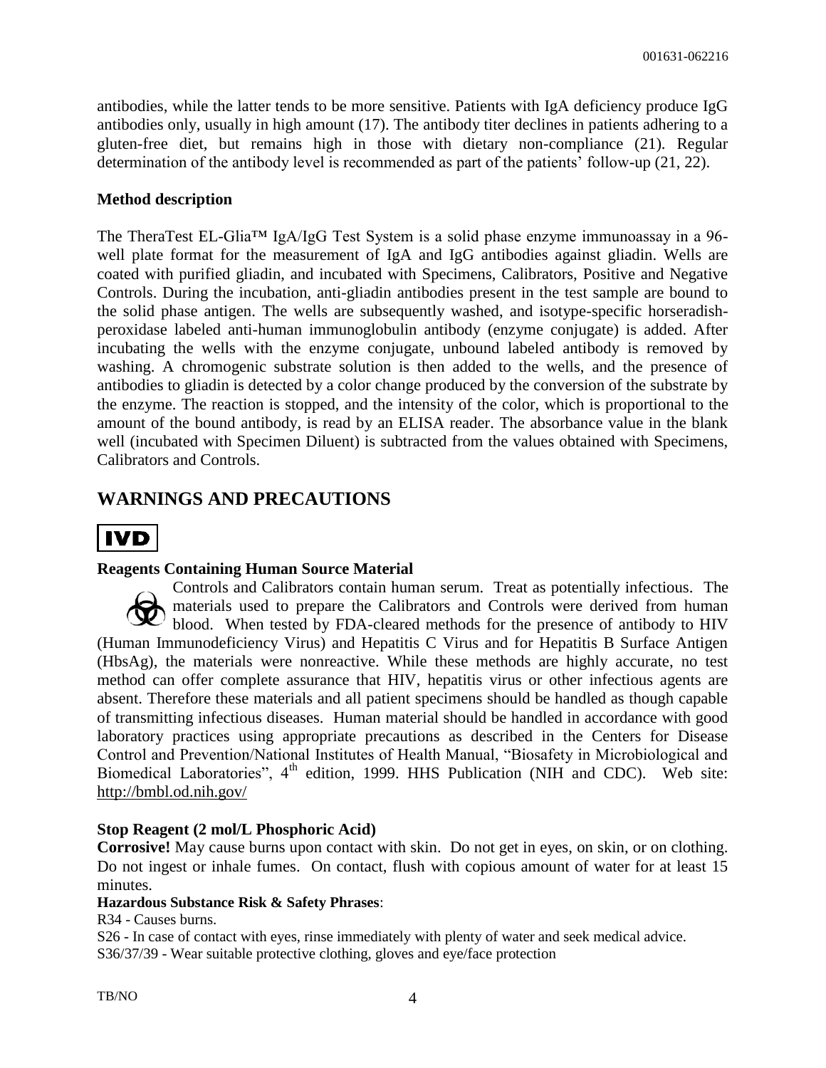antibodies, while the latter tends to be more sensitive. Patients with IgA deficiency produce IgG antibodies only, usually in high amount (17). The antibody titer declines in patients adhering to a gluten-free diet, but remains high in those with dietary non-compliance (21). Regular determination of the antibody level is recommended as part of the patients' follow-up (21, 22).

**Method description**

The TheraTest EL-Glia™ IgA/IgG Test System is a solid phase enzyme immunoassay in a 96-well plate format for the measurement of IgA and IgG antibodies against gliadin. Wells are coated with purified gliadin, and incubated with Specimens, Calibrators, Positive and Negative Controls. During the incubation, anti-gliadin antibodies present in the test sample are bound to the solid phase antigen. The wells are subsequently washed, and isotype-specific horseradish-peroxidase labeled anti-human immunoglobulin antibody (enzyme conjugate) is added. After incubating the wells with the enzyme conjugate, unbound labeled antibody is removed by washing. A chromogenic substrate solution is then added to the wells, and the presence of antibodies to gliadin is detected by a color change produced by the conversion of the substrate by the enzyme. The reaction is stopped, and the intensity of the color, which is proportional to the amount of the bound antibody, is read by an ELISA reader. The absorbance value in the blank well (incubated with Specimen Diluent) is subtracted from the values obtained with Specimens, Calibrators and Controls.

## WARNINGS AND PRECAUTIONS

**IVD**

**Reagents Containing Human Source Material**

Controls and Calibrators contain human serum. Treat as potentially infectious. The materials used to prepare the Calibrators and Controls were derived from human blood. When tested by FDA-cleared methods for the presence of antibody to HIV (Human Immunodeficiency Virus) and Hepatitis C Virus and for Hepatitis B Surface Antigen (HbsAg), the materials were nonreactive. While these methods are highly accurate, no test method can offer complete assurance that HIV, hepatitis virus or other infectious agents are absent. Therefore these materials and all patient specimens should be handled as though capable of transmitting infectious diseases. Human material should be handled in accordance with good laboratory practices using appropriate precautions as described in the Centers for Disease Control and Prevention/National Institutes of Health Manual, "Biosafety in Microbiological and Biomedical Laboratories", 4th edition, 1999. HHS Publication (NIH and CDC). Web site: http://bmbl.od.nih.gov/

**Stop Reagent (2 mol/L Phosphoric Acid)**

**Corrosive!** May cause burns upon contact with skin. Do not get in eyes, on skin, or on clothing. Do not ingest or inhale fumes. On contact, flush with copious amount of water for at least 15 minutes.

**Hazardous Substance Risk & Safety Phrases**:

R34 - Causes burns.

S26 - In case of contact with eyes, rinse immediately with plenty of water and seek medical advice.

S36/37/39 - Wear suitable protective clothing, gloves and eye/face protection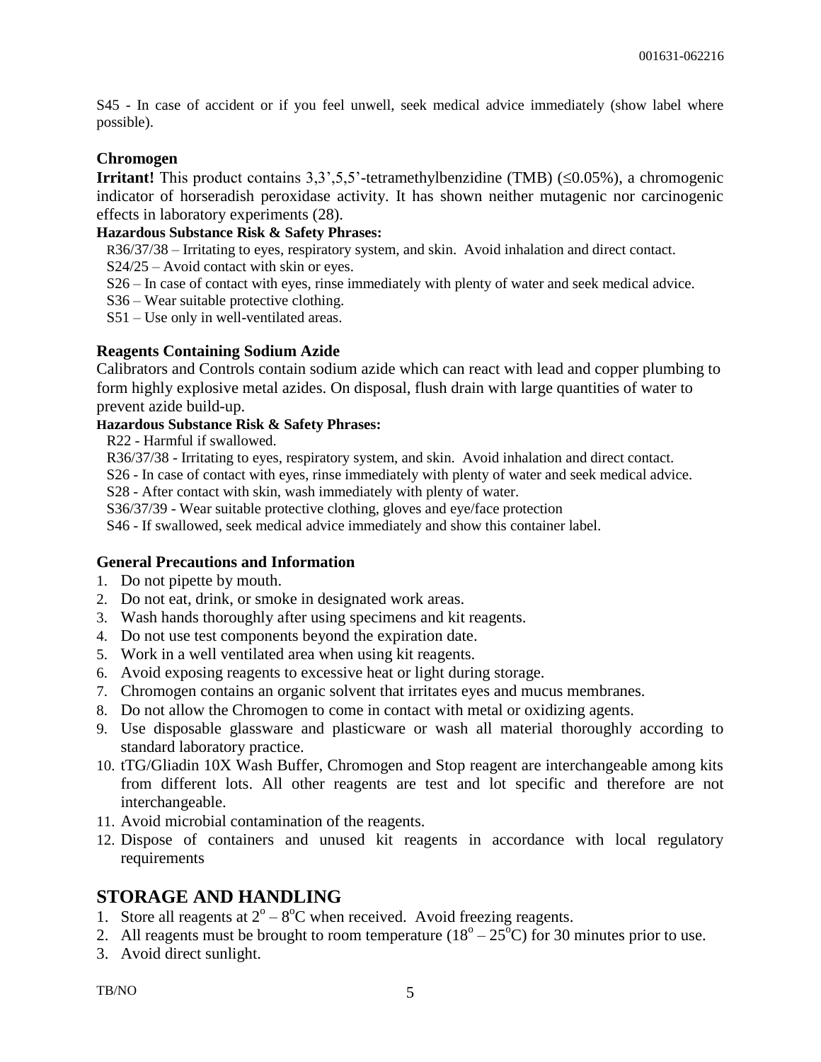S45 - In case of accident or if you feel unwell, seek medical advice immediately (show label where possible).

### Chromogen

**Irritant!** This product contains 3,3',5,5'-tetramethylbenzidine (TMB) (≤0.05%), a chromogenic indicator of horseradish peroxidase activity. It has shown neither mutagenic nor carcinogenic effects in laboratory experiments (28).

**Hazardous Substance Risk & Safety Phrases:**

R36/37/38 – Irritating to eyes, respiratory system, and skin. Avoid inhalation and direct contact.
S24/25 – Avoid contact with skin or eyes.
S26 – In case of contact with eyes, rinse immediately with plenty of water and seek medical advice.
S36 – Wear suitable protective clothing.
S51 – Use only in well-ventilated areas.

### Reagents Containing Sodium Azide

Calibrators and Controls contain sodium azide which can react with lead and copper plumbing to form highly explosive metal azides. On disposal, flush drain with large quantities of water to prevent azide build-up.

**Hazardous Substance Risk & Safety Phrases:**

R22 - Harmful if swallowed.
R36/37/38 - Irritating to eyes, respiratory system, and skin. Avoid inhalation and direct contact.
S26 - In case of contact with eyes, rinse immediately with plenty of water and seek medical advice.
S28 - After contact with skin, wash immediately with plenty of water.
S36/37/39 - Wear suitable protective clothing, gloves and eye/face protection
S46 - If swallowed, seek medical advice immediately and show this container label.

### General Precautions and Information

1. Do not pipette by mouth.
2. Do not eat, drink, or smoke in designated work areas.
3. Wash hands thoroughly after using specimens and kit reagents.
4. Do not use test components beyond the expiration date.
5. Work in a well ventilated area when using kit reagents.
6. Avoid exposing reagents to excessive heat or light during storage.
7. Chromogen contains an organic solvent that irritates eyes and mucus membranes.
8. Do not allow the Chromogen to come in contact with metal or oxidizing agents.
9. Use disposable glassware and plasticware or wash all material thoroughly according to standard laboratory practice.
10. tTG/Gliadin 10X Wash Buffer, Chromogen and Stop reagent are interchangeable among kits from different lots. All other reagents are test and lot specific and therefore are not interchangeable.
11. Avoid microbial contamination of the reagents.
12. Dispose of containers and unused kit reagents in accordance with local regulatory requirements

## STORAGE AND HANDLING

1. Store all reagents at $2^{o} – 8^{o}$C when received. Avoid freezing reagents.
2. All reagents must be brought to room temperature ($18^{o} – 25^{o}$C) for 30 minutes prior to use.
3. Avoid direct sunlight.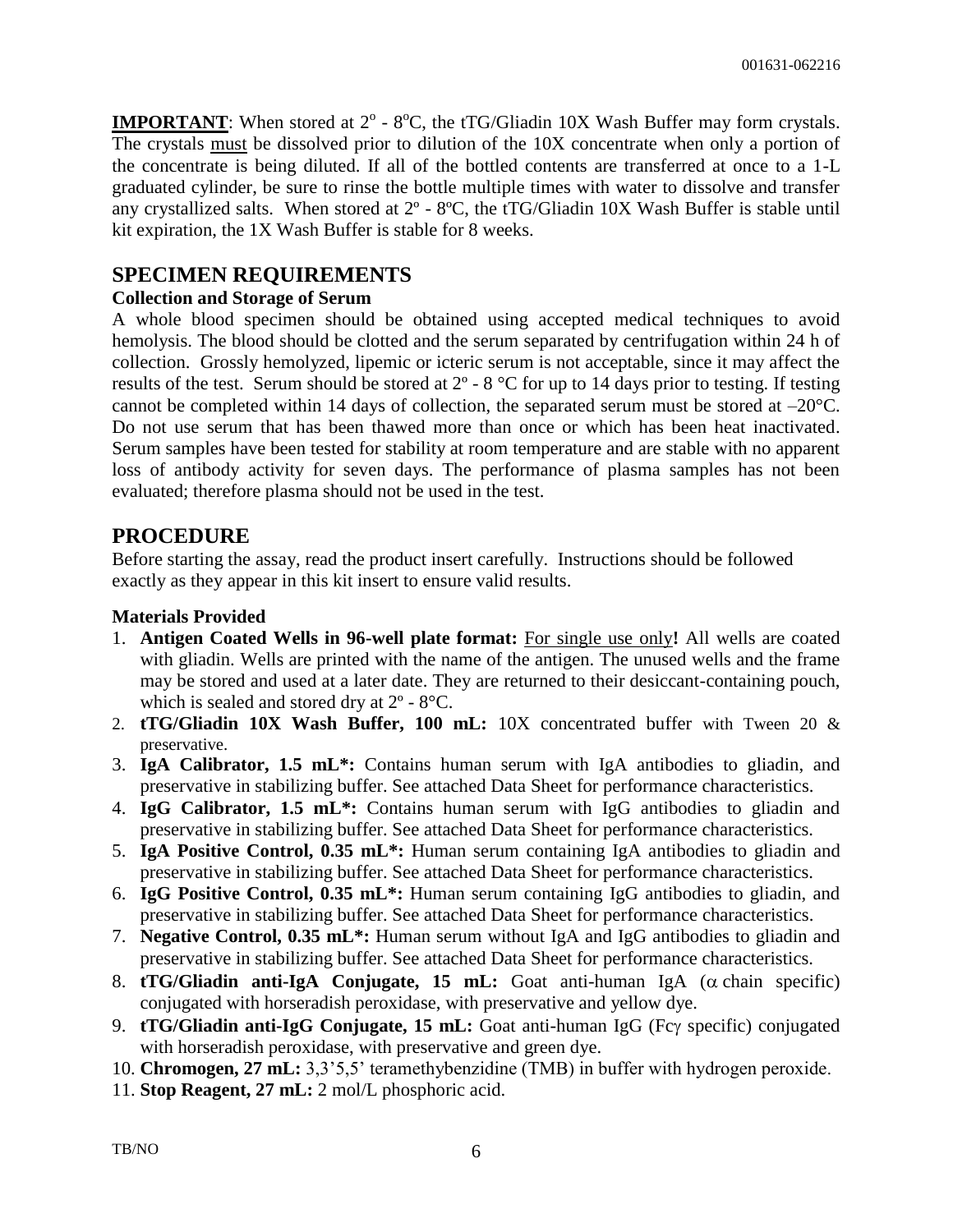**IMPORTANT**: When stored at 2° - 8°C, the tTG/Gliadin 10X Wash Buffer may form crystals. The crystals must be dissolved prior to dilution of the 10X concentrate when only a portion of the concentrate is being diluted. If all of the bottled contents are transferred at once to a 1-L graduated cylinder, be sure to rinse the bottle multiple times with water to dissolve and transfer any crystallized salts. When stored at 2º - 8ºC, the tTG/Gliadin 10X Wash Buffer is stable until kit expiration, the 1X Wash Buffer is stable for 8 weeks.

## SPECIMEN REQUIREMENTS

### Collection and Storage of Serum

A whole blood specimen should be obtained using accepted medical techniques to avoid hemolysis. The blood should be clotted and the serum separated by centrifugation within 24 h of collection. Grossly hemolyzed, lipemic or icteric serum is not acceptable, since it may affect the results of the test. Serum should be stored at 2º - 8 °C for up to 14 days prior to testing. If testing cannot be completed within 14 days of collection, the separated serum must be stored at –20°C. Do not use serum that has been thawed more than once or which has been heat inactivated. Serum samples have been tested for stability at room temperature and are stable with no apparent loss of antibody activity for seven days. The performance of plasma samples has not been evaluated; therefore plasma should not be used in the test.

## PROCEDURE

Before starting the assay, read the product insert carefully. Instructions should be followed exactly as they appear in this kit insert to ensure valid results.

### Materials Provided

1. **Antigen Coated Wells in 96-well plate format:** For single use only**!** All wells are coated with gliadin. Wells are printed with the name of the antigen. The unused wells and the frame may be stored and used at a later date. They are returned to their desiccant-containing pouch, which is sealed and stored dry at 2º - 8°C.
2. **tTG/Gliadin 10X Wash Buffer, 100 mL:** 10X concentrated buffer with Tween 20 & preservative.
3. **IgA Calibrator, 1.5 mL*:** Contains human serum with IgA antibodies to gliadin, and preservative in stabilizing buffer. See attached Data Sheet for performance characteristics.
4. **IgG Calibrator, 1.5 mL*:** Contains human serum with IgG antibodies to gliadin and preservative in stabilizing buffer. See attached Data Sheet for performance characteristics.
5. **IgA Positive Control, 0.35 mL*:** Human serum containing IgA antibodies to gliadin and preservative in stabilizing buffer. See attached Data Sheet for performance characteristics.
6. **IgG Positive Control, 0.35 mL*:** Human serum containing IgG antibodies to gliadin, and preservative in stabilizing buffer. See attached Data Sheet for performance characteristics.
7. **Negative Control, 0.35 mL*:** Human serum without IgA and IgG antibodies to gliadin and preservative in stabilizing buffer. See attached Data Sheet for performance characteristics.
8. **tTG/Gliadin anti-IgA Conjugate, 15 mL:** Goat anti-human IgA ($\alpha$ chain specific) conjugated with horseradish peroxidase, with preservative and yellow dye.
9. **tTG/Gliadin anti-IgG Conjugate, 15 mL:** Goat anti-human IgG (Fc$\gamma$ specific) conjugated with horseradish peroxidase, with preservative and green dye.
10. **Chromogen, 27 mL:** 3,3'5,5' teramethybenzidine (TMB) in buffer with hydrogen peroxide.
11. **Stop Reagent, 27 mL:** 2 mol/L phosphoric acid.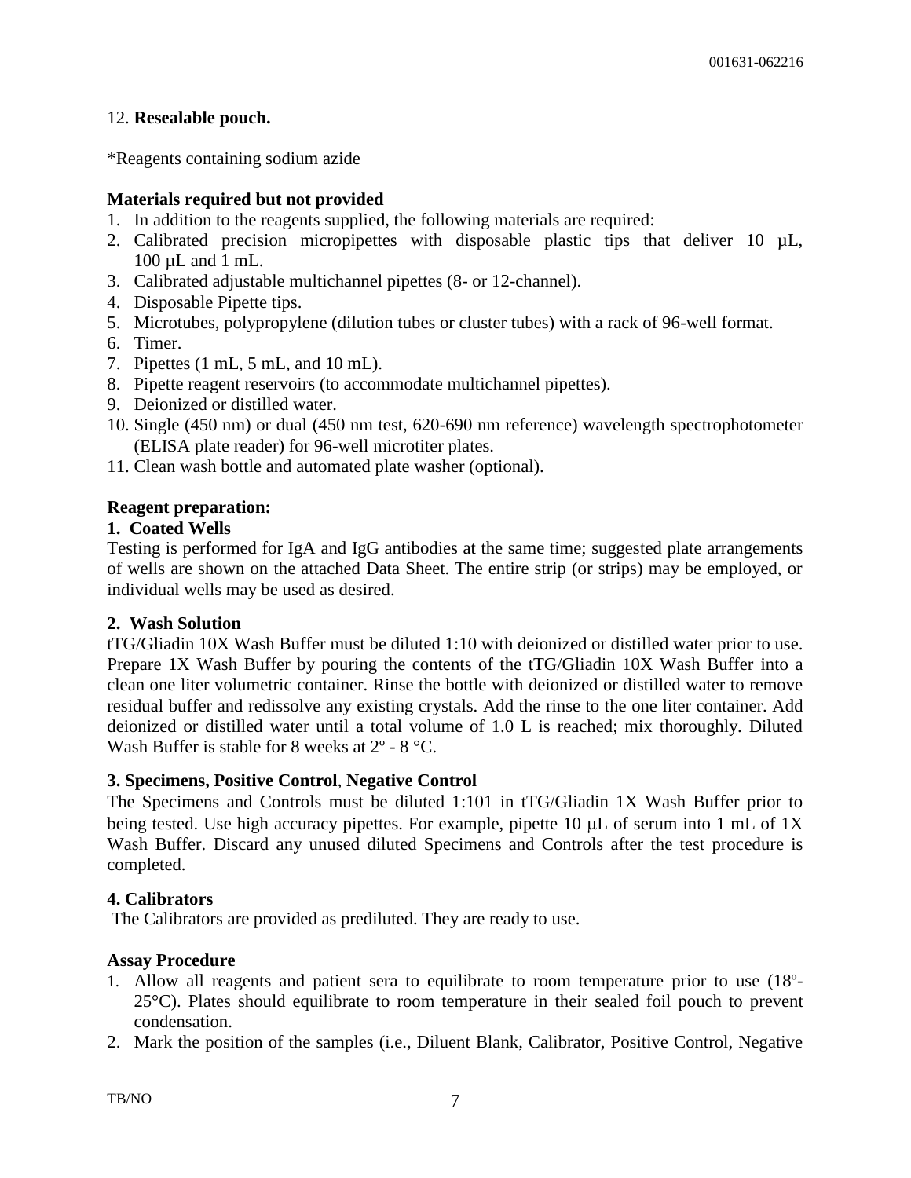12. **Resealable pouch.**

*Reagents containing sodium azide

**Materials required but not provided**

1. In addition to the reagents supplied, the following materials are required:
2. Calibrated precision micropipettes with disposable plastic tips that deliver 10 µL, 100 µL and 1 mL.
3. Calibrated adjustable multichannel pipettes (8- or 12-channel).
4. Disposable Pipette tips.
5. Microtubes, polypropylene (dilution tubes or cluster tubes) with a rack of 96-well format.
6. Timer.
7. Pipettes (1 mL, 5 mL, and 10 mL).
8. Pipette reagent reservoirs (to accommodate multichannel pipettes).
9. Deionized or distilled water.
10. Single (450 nm) or dual (450 nm test, 620-690 nm reference) wavelength spectrophotometer (ELISA plate reader) for 96-well microtiter plates.
11. Clean wash bottle and automated plate washer (optional).

**Reagent preparation:**

**1. Coated Wells**

Testing is performed for IgA and IgG antibodies at the same time; suggested plate arrangements of wells are shown on the attached Data Sheet. The entire strip (or strips) may be employed, or individual wells may be used as desired.

**2. Wash Solution**

tTG/Gliadin 10X Wash Buffer must be diluted 1:10 with deionized or distilled water prior to use. Prepare 1X Wash Buffer by pouring the contents of the tTG/Gliadin 10X Wash Buffer into a clean one liter volumetric container. Rinse the bottle with deionized or distilled water to remove residual buffer and redissolve any existing crystals. Add the rinse to the one liter container. Add deionized or distilled water until a total volume of 1.0 L is reached; mix thoroughly. Diluted Wash Buffer is stable for 8 weeks at 2º - 8 °C.

**3. Specimens, Positive Control, Negative Control**

The Specimens and Controls must be diluted 1:101 in tTG/Gliadin 1X Wash Buffer prior to being tested. Use high accuracy pipettes. For example, pipette 10 µL of serum into 1 mL of 1X Wash Buffer. Discard any unused diluted Specimens and Controls after the test procedure is completed.

**4. Calibrators**

The Calibrators are provided as prediluted. They are ready to use.

**Assay Procedure**

1. Allow all reagents and patient sera to equilibrate to room temperature prior to use (18º-25°C). Plates should equilibrate to room temperature in their sealed foil pouch to prevent condensation.
2. Mark the position of the samples (i.e., Diluent Blank, Calibrator, Positive Control, Negative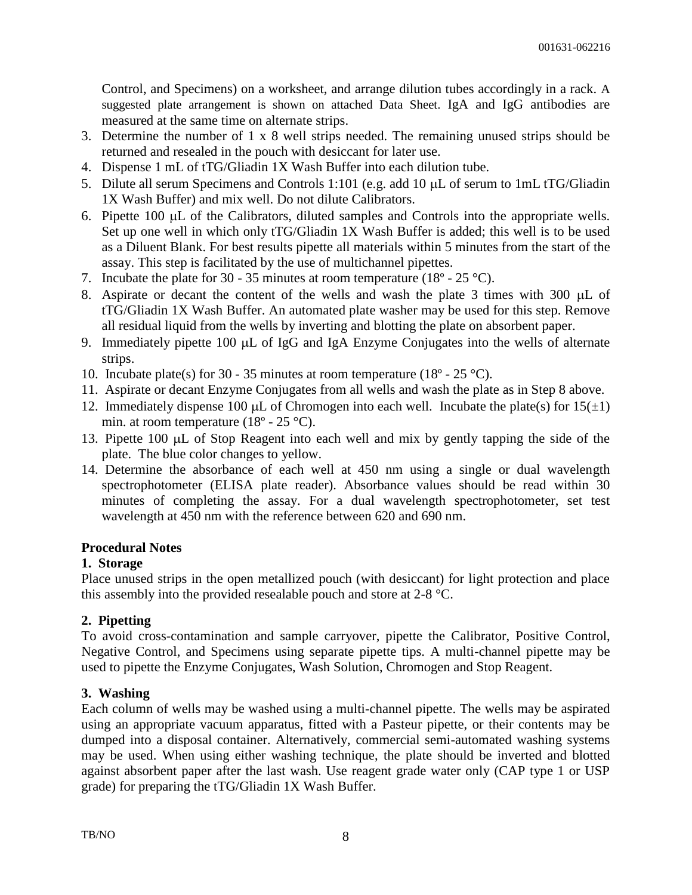Control, and Specimens) on a worksheet, and arrange dilution tubes accordingly in a rack. A suggested plate arrangement is shown on attached Data Sheet. IgA and IgG antibodies are measured at the same time on alternate strips.

3. Determine the number of 1 x 8 well strips needed. The remaining unused strips should be returned and resealed in the pouch with desiccant for later use.
4. Dispense 1 mL of tTG/Gliadin 1X Wash Buffer into each dilution tube.
5. Dilute all serum Specimens and Controls 1:101 (e.g. add 10 μL of serum to 1mL tTG/Gliadin 1X Wash Buffer) and mix well. Do not dilute Calibrators.
6. Pipette 100 μL of the Calibrators, diluted samples and Controls into the appropriate wells. Set up one well in which only tTG/Gliadin 1X Wash Buffer is added; this well is to be used as a Diluent Blank. For best results pipette all materials within 5 minutes from the start of the assay. This step is facilitated by the use of multichannel pipettes.
7. Incubate the plate for 30 - 35 minutes at room temperature (18º - 25 °C).
8. Aspirate or decant the content of the wells and wash the plate 3 times with 300 μL of tTG/Gliadin 1X Wash Buffer. An automated plate washer may be used for this step. Remove all residual liquid from the wells by inverting and blotting the plate on absorbent paper.
9. Immediately pipette 100 μL of IgG and IgA Enzyme Conjugates into the wells of alternate strips.
10. Incubate plate(s) for 30 - 35 minutes at room temperature (18º - 25 °C).
11. Aspirate or decant Enzyme Conjugates from all wells and wash the plate as in Step 8 above.
12. Immediately dispense 100 μL of Chromogen into each well. Incubate the plate(s) for 15(±1) min. at room temperature (18º - 25 °C).
13. Pipette 100 μL of Stop Reagent into each well and mix by gently tapping the side of the plate. The blue color changes to yellow.
14. Determine the absorbance of each well at 450 nm using a single or dual wavelength spectrophotometer (ELISA plate reader). Absorbance values should be read within 30 minutes of completing the assay. For a dual wavelength spectrophotometer, set test wavelength at 450 nm with the reference between 620 and 690 nm.

**Procedural Notes**

**1. Storage**

Place unused strips in the open metallized pouch (with desiccant) for light protection and place this assembly into the provided resealable pouch and store at 2-8 °C.

**2. Pipetting**

To avoid cross-contamination and sample carryover, pipette the Calibrator, Positive Control, Negative Control, and Specimens using separate pipette tips. A multi-channel pipette may be used to pipette the Enzyme Conjugates, Wash Solution, Chromogen and Stop Reagent.

**3. Washing**

Each column of wells may be washed using a multi-channel pipette. The wells may be aspirated using an appropriate vacuum apparatus, fitted with a Pasteur pipette, or their contents may be dumped into a disposal container. Alternatively, commercial semi-automated washing systems may be used. When using either washing technique, the plate should be inverted and blotted against absorbent paper after the last wash. Use reagent grade water only (CAP type 1 or USP grade) for preparing the tTG/Gliadin 1X Wash Buffer.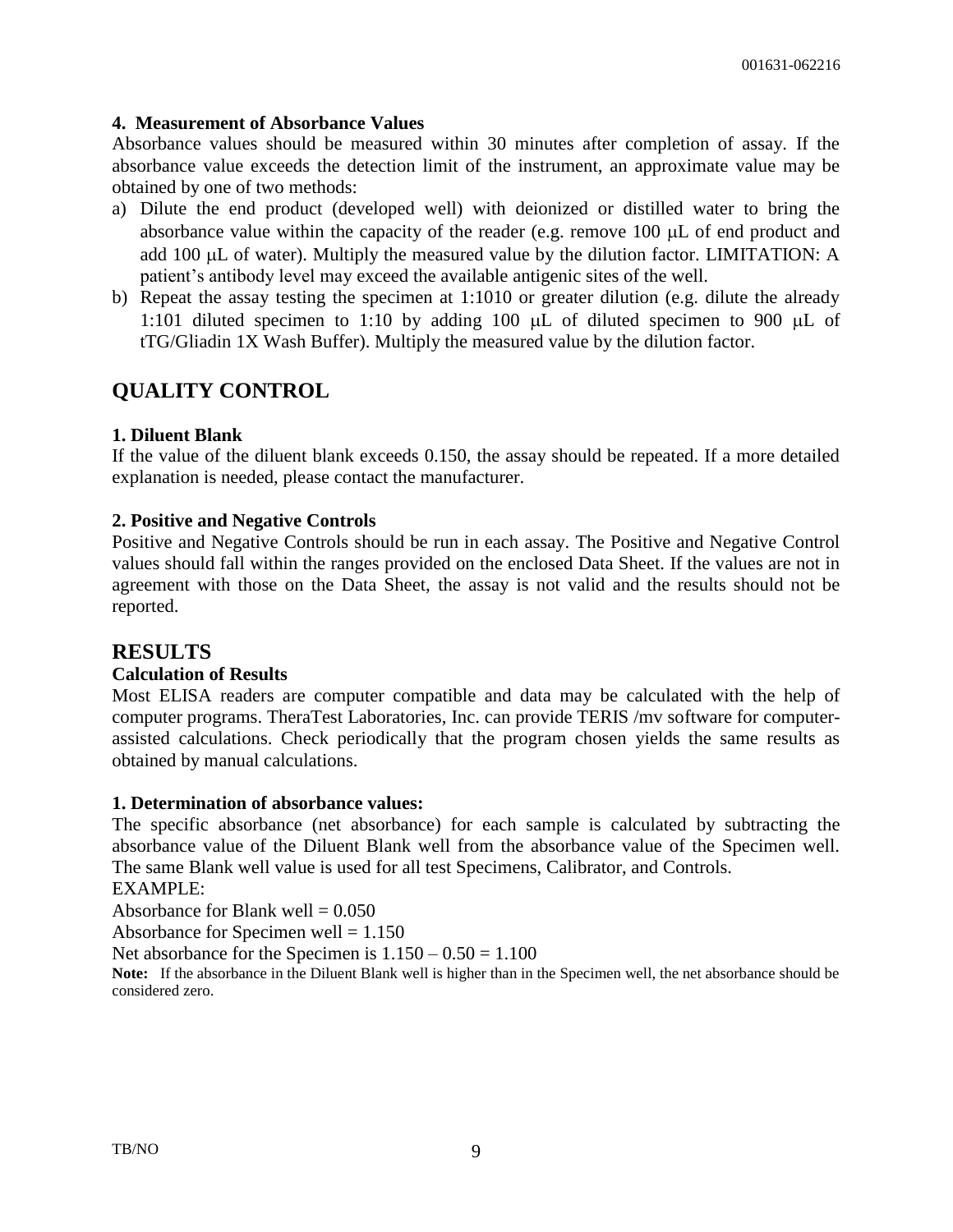#### 4. Measurement of Absorbance Values

Absorbance values should be measured within 30 minutes after completion of assay. If the absorbance value exceeds the detection limit of the instrument, an approximate value may be obtained by one of two methods:

a) Dilute the end product (developed well) with deionized or distilled water to bring the absorbance value within the capacity of the reader (e.g. remove 100 μL of end product and add 100 μL of water). Multiply the measured value by the dilution factor. LIMITATION: A patient's antibody level may exceed the available antigenic sites of the well.
b) Repeat the assay testing the specimen at 1:1010 or greater dilution (e.g. dilute the already 1:101 diluted specimen to 1:10 by adding 100 μL of diluted specimen to 900 μL of tTG/Gliadin 1X Wash Buffer). Multiply the measured value by the dilution factor.

## QUALITY CONTROL

#### 1. Diluent Blank

If the value of the diluent blank exceeds 0.150, the assay should be repeated. If a more detailed explanation is needed, please contact the manufacturer.

#### 2. Positive and Negative Controls

Positive and Negative Controls should be run in each assay. The Positive and Negative Control values should fall within the ranges provided on the enclosed Data Sheet. If the values are not in agreement with those on the Data Sheet, the assay is not valid and the results should not be reported.

## RESULTS

#### Calculation of Results

Most ELISA readers are computer compatible and data may be calculated with the help of computer programs. TheraTest Laboratories, Inc. can provide TERIS /mv software for computer-assisted calculations. Check periodically that the program chosen yields the same results as obtained by manual calculations.

#### 1. Determination of absorbance values:

The specific absorbance (net absorbance) for each sample is calculated by subtracting the absorbance value of the Diluent Blank well from the absorbance value of the Specimen well. The same Blank well value is used for all test Specimens, Calibrator, and Controls.

EXAMPLE:

Absorbance for Blank well = 0.050

Absorbance for Specimen well = 1.150

Net absorbance for the Specimen is 1.150 – 0.50 = 1.100

**Note:** If the absorbance in the Diluent Blank well is higher than in the Specimen well, the net absorbance should be considered zero.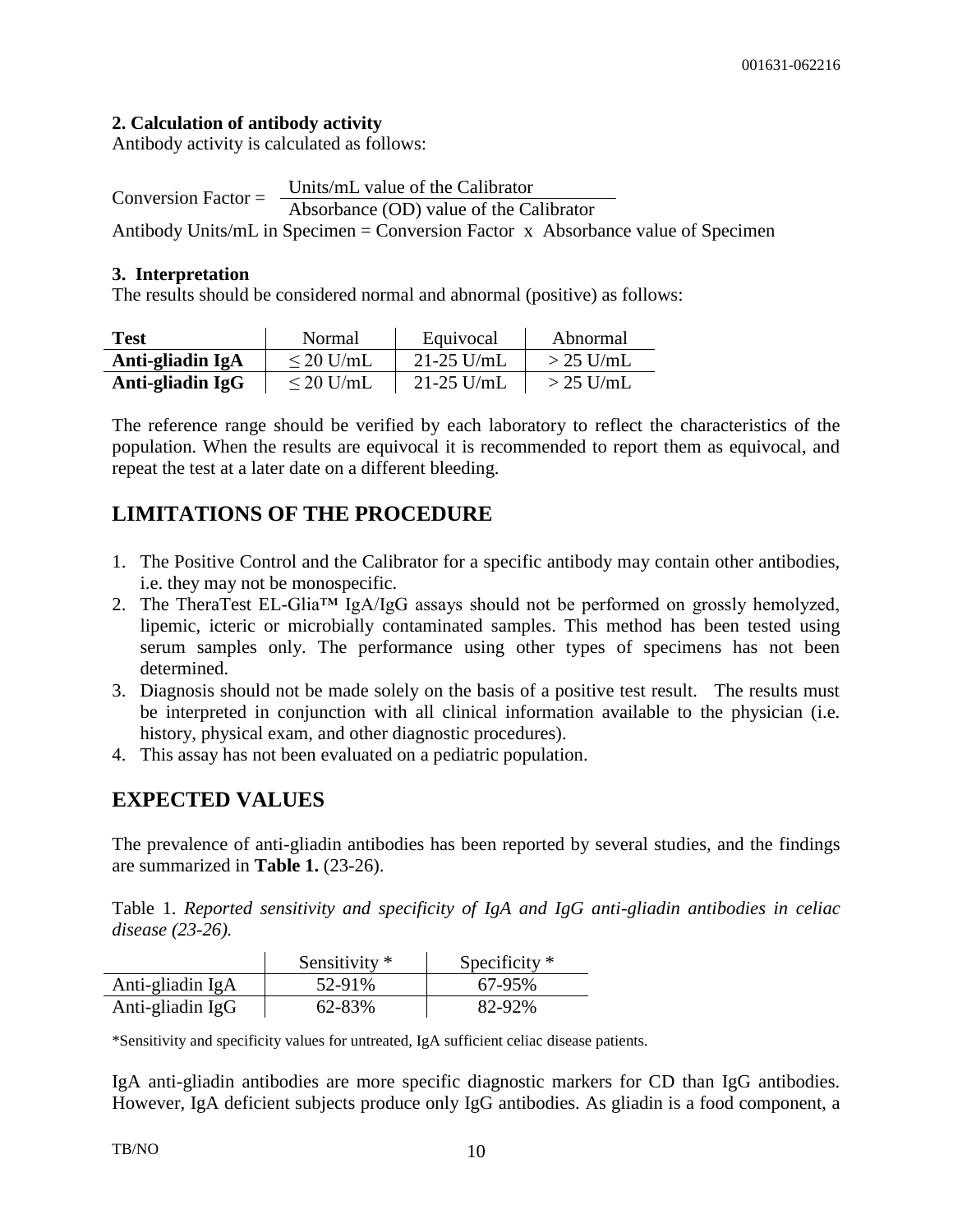### 2. Calculation of antibody activity

Antibody activity is calculated as follows:

$$\text{Conversion Factor} = \frac{\text{Units/mL value of the Calibrator}}{\text{Absorbance (OD) value of the Calibrator}}$$

Antibody Units/mL in Specimen = Conversion Factor x Absorbance value of Specimen

### 3. Interpretation

The results should be considered normal and abnormal (positive) as follows:

| Test | Normal | Equivocal | Abnormal |
|---|---|---|---|
| **Anti-gliadin IgA** | ≤ 20 U/mL | 21-25 U/mL | > 25 U/mL |
| **Anti-gliadin IgG** | ≤ 20 U/mL | 21-25 U/mL | > 25 U/mL |

The reference range should be verified by each laboratory to reflect the characteristics of the population. When the results are equivocal it is recommended to report them as equivocal, and repeat the test at a later date on a different bleeding.

## LIMITATIONS OF THE PROCEDURE

1. The Positive Control and the Calibrator for a specific antibody may contain other antibodies, i.e. they may not be monospecific.
2. The TheraTest EL-Glia™ IgA/IgG assays should not be performed on grossly hemolyzed, lipemic, icteric or microbially contaminated samples. This method has been tested using serum samples only. The performance using other types of specimens has not been determined.
3. Diagnosis should not be made solely on the basis of a positive test result. The results must be interpreted in conjunction with all clinical information available to the physician (i.e. history, physical exam, and other diagnostic procedures).
4. This assay has not been evaluated on a pediatric population.

## EXPECTED VALUES

The prevalence of anti-gliadin antibodies has been reported by several studies, and the findings are summarized in **Table 1.** (23-26).

Table 1. *Reported sensitivity and specificity of IgA and IgG anti-gliadin antibodies in celiac disease (23-26).*

| | Sensitivity * | Specificity * |
|---|---|---|
| Anti-gliadin IgA | 52-91% | 67-95% |
| Anti-gliadin IgG | 62-83% | 82-92% |

*Sensitivity and specificity values for untreated, IgA sufficient celiac disease patients.

IgA anti-gliadin antibodies are more specific diagnostic markers for CD than IgG antibodies. However, IgA deficient subjects produce only IgG antibodies. As gliadin is a food component, a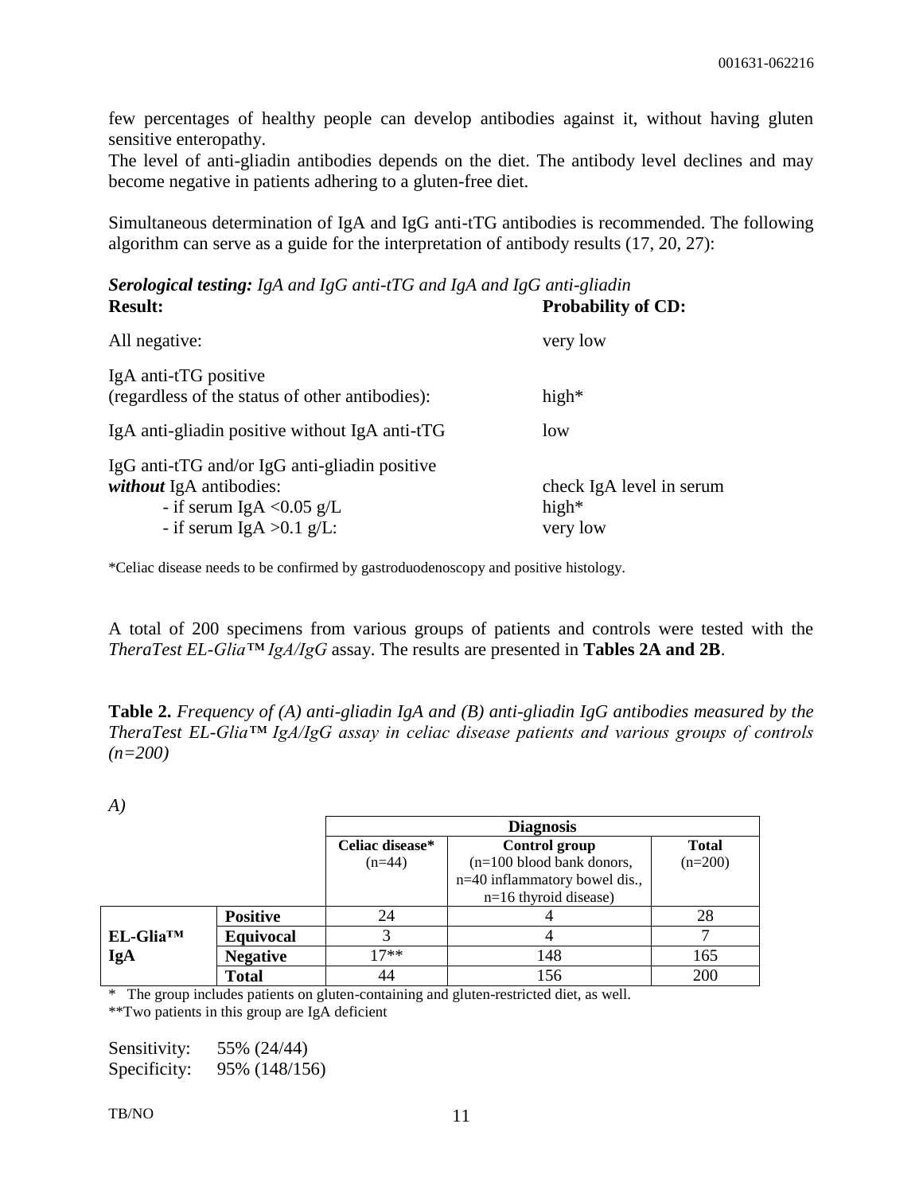few percentages of healthy people can develop antibodies against it, without having gluten sensitive enteropathy.
The level of anti-gliadin antibodies depends on the diet. The antibody level declines and may become negative in patients adhering to a gluten-free diet.

Simultaneous determination of IgA and IgG anti-tTG antibodies is recommended. The following algorithm can serve as a guide for the interpretation of antibody results (17, 20, 27):

***Serological testing:*** *IgA and IgG anti-tTG and IgA and IgG anti-gliadin*

| **Result:** | **Probability of CD:** |
|---|---|
| All negative: | very low |
| IgA anti-tTG positive (regardless of the status of other antibodies): | high* |
| IgA anti-gliadin positive without IgA anti-tTG | low |
| IgG anti-tTG and/or IgG anti-gliadin positive ***without*** IgA antibodies: | check IgA level in serum |
| - if serum IgA <0.05 g/L | high* |
| - if serum IgA >0.1 g/L: | very low |

*Celiac disease needs to be confirmed by gastroduodenoscopy and positive histology.

A total of 200 specimens from various groups of patients and controls were tested with the *TheraTest EL-Glia™ IgA/IgG* assay. The results are presented in **Tables 2A and 2B**.

**Table 2.** *Frequency of (A) anti-gliadin IgA and (B) anti-gliadin IgG antibodies measured by the TheraTest EL-Glia™ IgA/IgG assay in celiac disease patients and various groups of controls (n=200)*

*A)*

| | | **Diagnosis** | | |
|---|---|---|---|---|
| | | **Celiac disease*** (n=44) | **Control group** (n=100 blood bank donors, n=40 inflammatory bowel dis., n=16 thyroid disease) | **Total** (n=200) |
| **EL-Glia™ IgA** | **Positive** | 24 | 4 | 28 |
| | **Equivocal** | 3 | 4 | 7 |
| | **Negative** | 17** | 148 | 165 |
| | **Total** | 44 | 156 | 200 |

\* The group includes patients on gluten-containing and gluten-restricted diet, as well.
**Two patients in this group are IgA deficient

Sensitivity: 55% (24/44)
Specificity: 95% (148/156)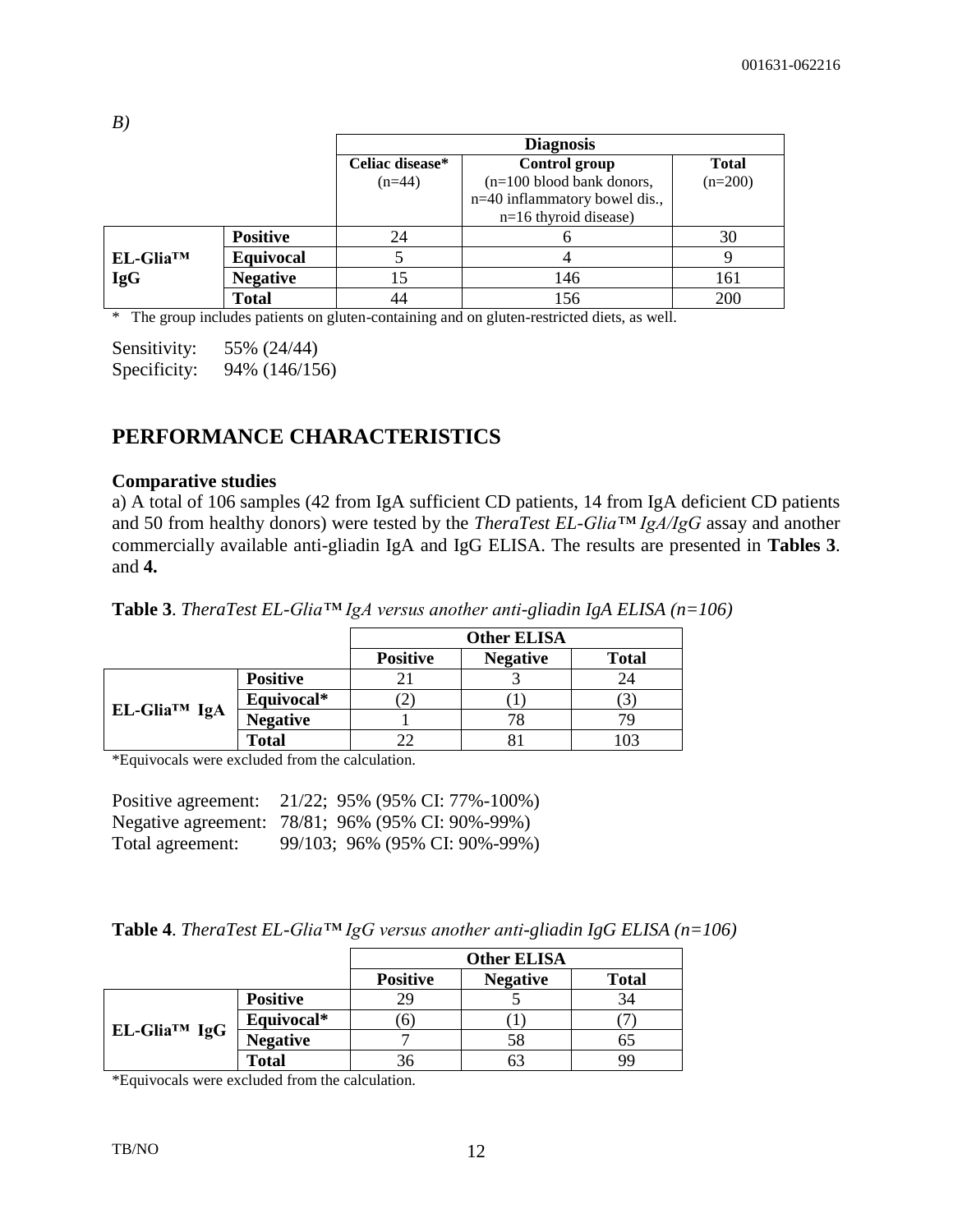*B)*

| | | Diagnosis | | |
|---|---|---|---|---|
| | | **Celiac disease*** (n=44) | **Control group** (n=100 blood bank donors, n=40 inflammatory bowel dis., n=16 thyroid disease) | **Total** (n=200) |
| **EL-Glia™ IgG** | **Positive** | 24 | 6 | 30 |
| | **Equivocal** | 5 | 4 | 9 |
| | **Negative** | 15 | 146 | 161 |
| | **Total** | 44 | 156 | 200 |

\* The group includes patients on gluten-containing and on gluten-restricted diets, as well.

Sensitivity: 55% (24/44)
Specificity: 94% (146/156)

## PERFORMANCE CHARACTERISTICS

**Comparative studies**

a) A total of 106 samples (42 from IgA sufficient CD patients, 14 from IgA deficient CD patients and 50 from healthy donors) were tested by the *TheraTest EL-Glia™ IgA/IgG* assay and another commercially available anti-gliadin IgA and IgG ELISA. The results are presented in **Tables 3**. and **4.**

**Table 3**. *TheraTest EL-Glia™ IgA versus another anti-gliadin IgA ELISA (n=106)*

| | | Other ELISA | | |
|---|---|---|---|---|
| | | **Positive** | **Negative** | **Total** |
| **EL-Glia™ IgA** | **Positive** | 21 | 3 | 24 |
| | **Equivocal*** | (2) | (1) | (3) |
| | **Negative** | 1 | 78 | 79 |
| | **Total** | 22 | 81 | 103 |

*Equivocals were excluded from the calculation.

Positive agreement: 21/22; 95% (95% CI: 77%-100%)
Negative agreement: 78/81; 96% (95% CI: 90%-99%)
Total agreement: 99/103; 96% (95% CI: 90%-99%)

**Table 4**. *TheraTest EL-Glia™ IgG versus another anti-gliadin IgG ELISA (n=106)*

| | | Other ELISA | | |
|---|---|---|---|---|
| | | **Positive** | **Negative** | **Total** |
| **EL-Glia™ IgG** | **Positive** | 29 | 5 | 34 |
| | **Equivocal*** | (6) | (1) | (7) |
| | **Negative** | 7 | 58 | 65 |
| | **Total** | 36 | 63 | 99 |

*Equivocals were excluded from the calculation.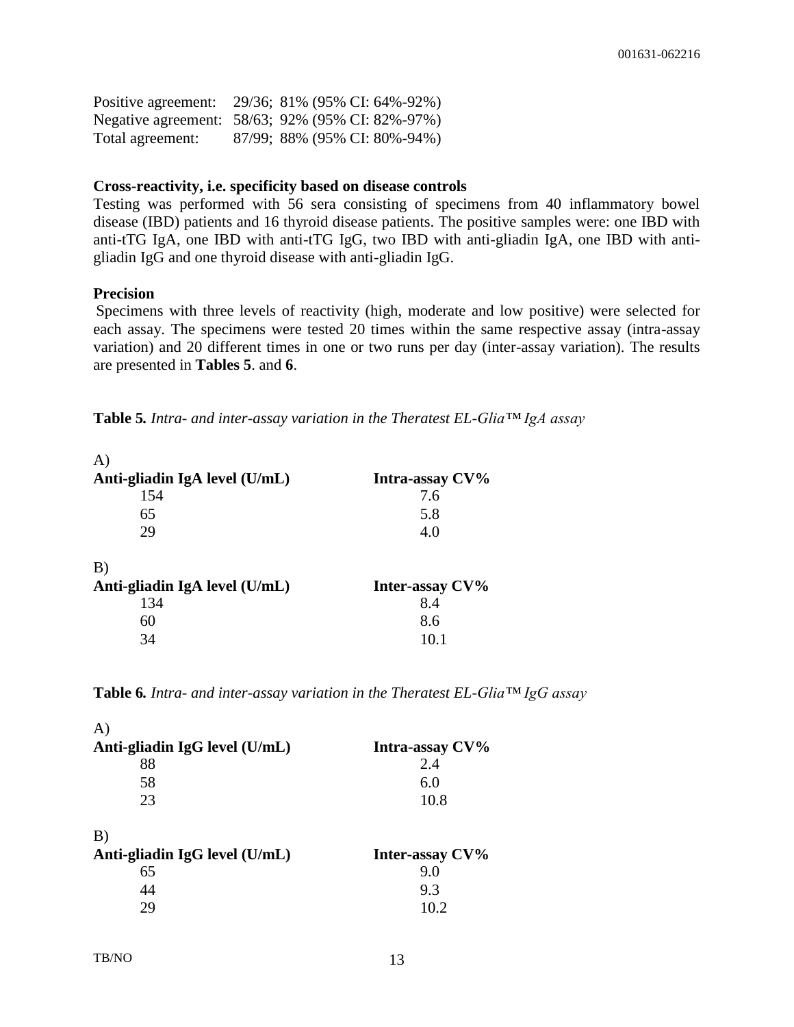Positive agreement: 29/36; 81% (95% CI: 64%-92%)
Negative agreement: 58/63; 92% (95% CI: 82%-97%)
Total agreement: 87/99; 88% (95% CI: 80%-94%)

**Cross-reactivity, i.e. specificity based on disease controls**

Testing was performed with 56 sera consisting of specimens from 40 inflammatory bowel disease (IBD) patients and 16 thyroid disease patients. The positive samples were: one IBD with anti-tTG IgA, one IBD with anti-tTG IgG, two IBD with anti-gliadin IgA, one IBD with anti-gliadin IgG and one thyroid disease with anti-gliadin IgG.

**Precision**

Specimens with three levels of reactivity (high, moderate and low positive) were selected for each assay. The specimens were tested 20 times within the same respective assay (intra-assay variation) and 20 different times in one or two runs per day (inter-assay variation). The results are presented in **Tables 5**. and **6**.

**Table 5.** *Intra- and inter-assay variation in the Theratest EL-Glia™ IgA assay*

A)

| Anti-gliadin IgA level (U/mL) | Intra-assay CV% |
|---|---|
| 154 | 7.6 |
| 65 | 5.8 |
| 29 | 4.0 |

B)

| Anti-gliadin IgA level (U/mL) | Inter-assay CV% |
|---|---|
| 134 | 8.4 |
| 60 | 8.6 |
| 34 | 10.1 |

**Table 6.** *Intra- and inter-assay variation in the Theratest EL-Glia™ IgG assay*

A)

| Anti-gliadin IgG level (U/mL) | Intra-assay CV% |
|---|---|
| 88 | 2.4 |
| 58 | 6.0 |
| 23 | 10.8 |

B)

| Anti-gliadin IgG level (U/mL) | Inter-assay CV% |
|---|---|
| 65 | 9.0 |
| 44 | 9.3 |
| 29 | 10.2 |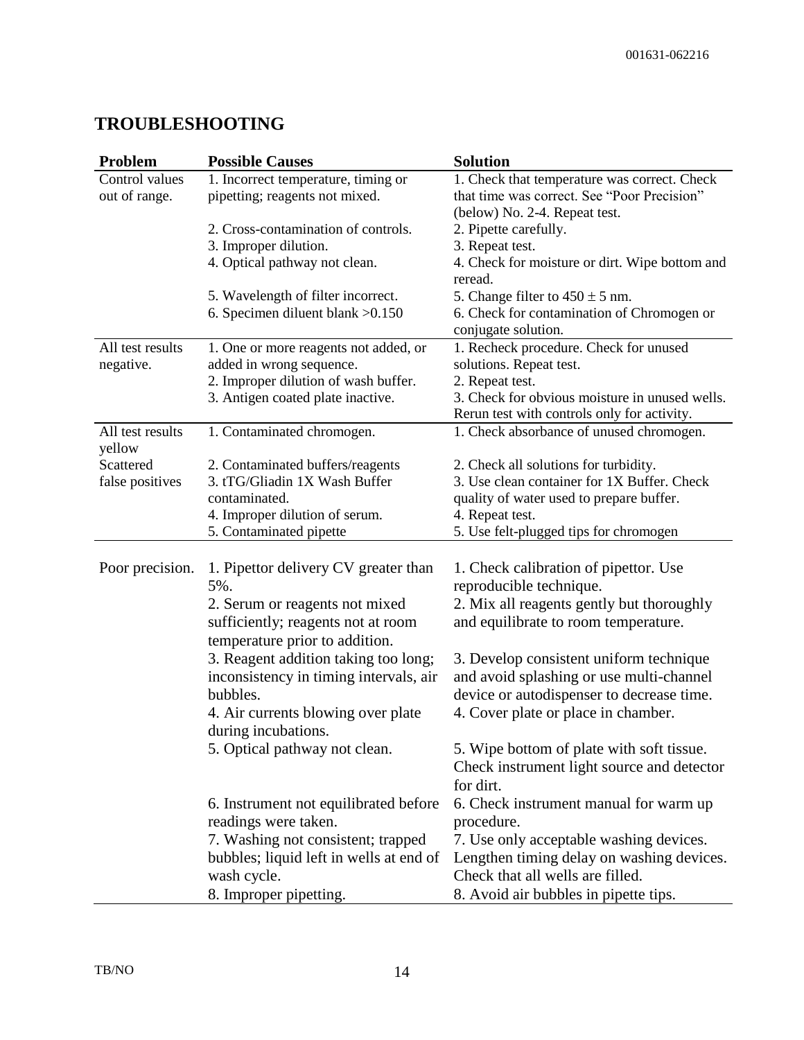## TROUBLESHOOTING

| Problem | Possible Causes | Solution |
|---|---|---|
| Control values out of range. | 1. Incorrect temperature, timing or pipetting; reagents not mixed. | 1. Check that temperature was correct. Check that time was correct. See "Poor Precision" (below) No. 2-4. Repeat test. |
| | 2. Cross-contamination of controls. | 2. Pipette carefully. |
| | 3. Improper dilution. | 3. Repeat test. |
| | 4. Optical pathway not clean. | 4. Check for moisture or dirt. Wipe bottom and reread. |
| | 5. Wavelength of filter incorrect. | 5. Change filter to $450 \pm 5$ nm. |
| | 6. Specimen diluent blank >0.150 | 6. Check for contamination of Chromogen or conjugate solution. |
| All test results negative. | 1. One or more reagents not added, or added in wrong sequence. | 1. Recheck procedure. Check for unused solutions. Repeat test. |
| | 2. Improper dilution of wash buffer. | 2. Repeat test. |
| | 3. Antigen coated plate inactive. | 3. Check for obvious moisture in unused wells. Rerun test with controls only for activity. |
| All test results yellow | 1. Contaminated chromogen. | 1. Check absorbance of unused chromogen. |
| Scattered false positives | 2. Contaminated buffers/reagents | 2. Check all solutions for turbidity. |
| | 3. tTG/Gliadin 1X Wash Buffer contaminated. | 3. Use clean container for 1X Buffer. Check quality of water used to prepare buffer. |
| | 4. Improper dilution of serum. | 4. Repeat test. |
| | 5. Contaminated pipette | 5. Use felt-plugged tips for chromogen |
| Poor precision. | 1. Pipettor delivery CV greater than 5%. | 1. Check calibration of pipettor. Use reproducible technique. |
| | 2. Serum or reagents not mixed sufficiently; reagents not at room temperature prior to addition. | 2. Mix all reagents gently but thoroughly and equilibrate to room temperature. |
| | 3. Reagent addition taking too long; inconsistency in timing intervals, air bubbles. | 3. Develop consistent uniform technique and avoid splashing or use multi-channel device or autodispenser to decrease time. |
| | 4. Air currents blowing over plate during incubations. | 4. Cover plate or place in chamber. |
| | 5. Optical pathway not clean. | 5. Wipe bottom of plate with soft tissue. Check instrument light source and detector for dirt. |
| | 6. Instrument not equilibrated before readings were taken. | 6. Check instrument manual for warm up procedure. |
| | 7. Washing not consistent; trapped bubbles; liquid left in wells at end of wash cycle. | 7. Use only acceptable washing devices. Lengthen timing delay on washing devices. Check that all wells are filled. |
| | 8. Improper pipetting. | 8. Avoid air bubbles in pipette tips. |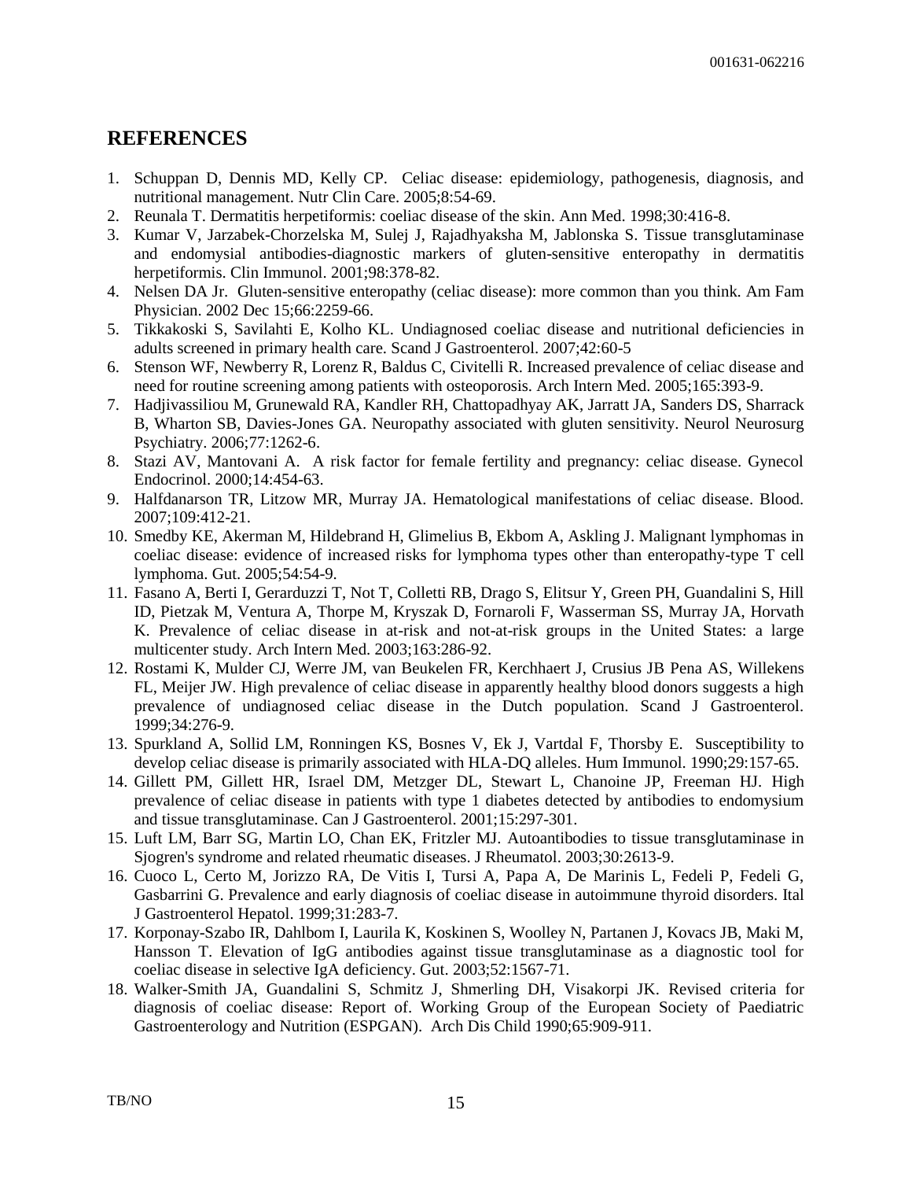## REFERENCES

1. Schuppan D, Dennis MD, Kelly CP. Celiac disease: epidemiology, pathogenesis, diagnosis, and nutritional management. Nutr Clin Care. 2005;8:54-69.
2. Reunala T. Dermatitis herpetiformis: coeliac disease of the skin. Ann Med. 1998;30:416-8.
3. Kumar V, Jarzabek-Chorzelska M, Sulej J, Rajadhyaksha M, Jablonska S. Tissue transglutaminase and endomysial antibodies-diagnostic markers of gluten-sensitive enteropathy in dermatitis herpetiformis. Clin Immunol. 2001;98:378-82.
4. Nelsen DA Jr. Gluten-sensitive enteropathy (celiac disease): more common than you think. Am Fam Physician. 2002 Dec 15;66:2259-66.
5. Tikkakoski S, Savilahti E, Kolho KL. Undiagnosed coeliac disease and nutritional deficiencies in adults screened in primary health care. Scand J Gastroenterol. 2007;42:60-5
6. Stenson WF, Newberry R, Lorenz R, Baldus C, Civitelli R. Increased prevalence of celiac disease and need for routine screening among patients with osteoporosis. Arch Intern Med. 2005;165:393-9.
7. Hadjivassiliou M, Grunewald RA, Kandler RH, Chattopadhyay AK, Jarratt JA, Sanders DS, Sharrack B, Wharton SB, Davies-Jones GA. Neuropathy associated with gluten sensitivity. Neurol Neurosurg Psychiatry. 2006;77:1262-6.
8. Stazi AV, Mantovani A. A risk factor for female fertility and pregnancy: celiac disease. Gynecol Endocrinol. 2000;14:454-63.
9. Halfdanarson TR, Litzow MR, Murray JA. Hematological manifestations of celiac disease. Blood. 2007;109:412-21.
10. Smedby KE, Akerman M, Hildebrand H, Glimelius B, Ekbom A, Askling J. Malignant lymphomas in coeliac disease: evidence of increased risks for lymphoma types other than enteropathy-type T cell lymphoma. Gut. 2005;54:54-9.
11. Fasano A, Berti I, Gerarduzzi T, Not T, Colletti RB, Drago S, Elitsur Y, Green PH, Guandalini S, Hill ID, Pietzak M, Ventura A, Thorpe M, Kryszak D, Fornaroli F, Wasserman SS, Murray JA, Horvath K. Prevalence of celiac disease in at-risk and not-at-risk groups in the United States: a large multicenter study. Arch Intern Med. 2003;163:286-92.
12. Rostami K, Mulder CJ, Werre JM, van Beukelen FR, Kerchhaert J, Crusius JB Pena AS, Willekens FL, Meijer JW. High prevalence of celiac disease in apparently healthy blood donors suggests a high prevalence of undiagnosed celiac disease in the Dutch population. Scand J Gastroenterol. 1999;34:276-9.
13. Spurkland A, Sollid LM, Ronningen KS, Bosnes V, Ek J, Vartdal F, Thorsby E. Susceptibility to develop celiac disease is primarily associated with HLA-DQ alleles. Hum Immunol. 1990;29:157-65.
14. Gillett PM, Gillett HR, Israel DM, Metzger DL, Stewart L, Chanoine JP, Freeman HJ. High prevalence of celiac disease in patients with type 1 diabetes detected by antibodies to endomysium and tissue transglutaminase. Can J Gastroenterol. 2001;15:297-301.
15. Luft LM, Barr SG, Martin LO, Chan EK, Fritzler MJ. Autoantibodies to tissue transglutaminase in Sjogren's syndrome and related rheumatic diseases. J Rheumatol. 2003;30:2613-9.
16. Cuoco L, Certo M, Jorizzo RA, De Vitis I, Tursi A, Papa A, De Marinis L, Fedeli P, Fedeli G, Gasbarrini G. Prevalence and early diagnosis of coeliac disease in autoimmune thyroid disorders. Ital J Gastroenterol Hepatol. 1999;31:283-7.
17. Korponay-Szabo IR, Dahlbom I, Laurila K, Koskinen S, Woolley N, Partanen J, Kovacs JB, Maki M, Hansson T. Elevation of IgG antibodies against tissue transglutaminase as a diagnostic tool for coeliac disease in selective IgA deficiency. Gut. 2003;52:1567-71.
18. Walker-Smith JA, Guandalini S, Schmitz J, Shmerling DH, Visakorpi JK. Revised criteria for diagnosis of coeliac disease: Report of. Working Group of the European Society of Paediatric Gastroenterology and Nutrition (ESPGAN). Arch Dis Child 1990;65:909-911.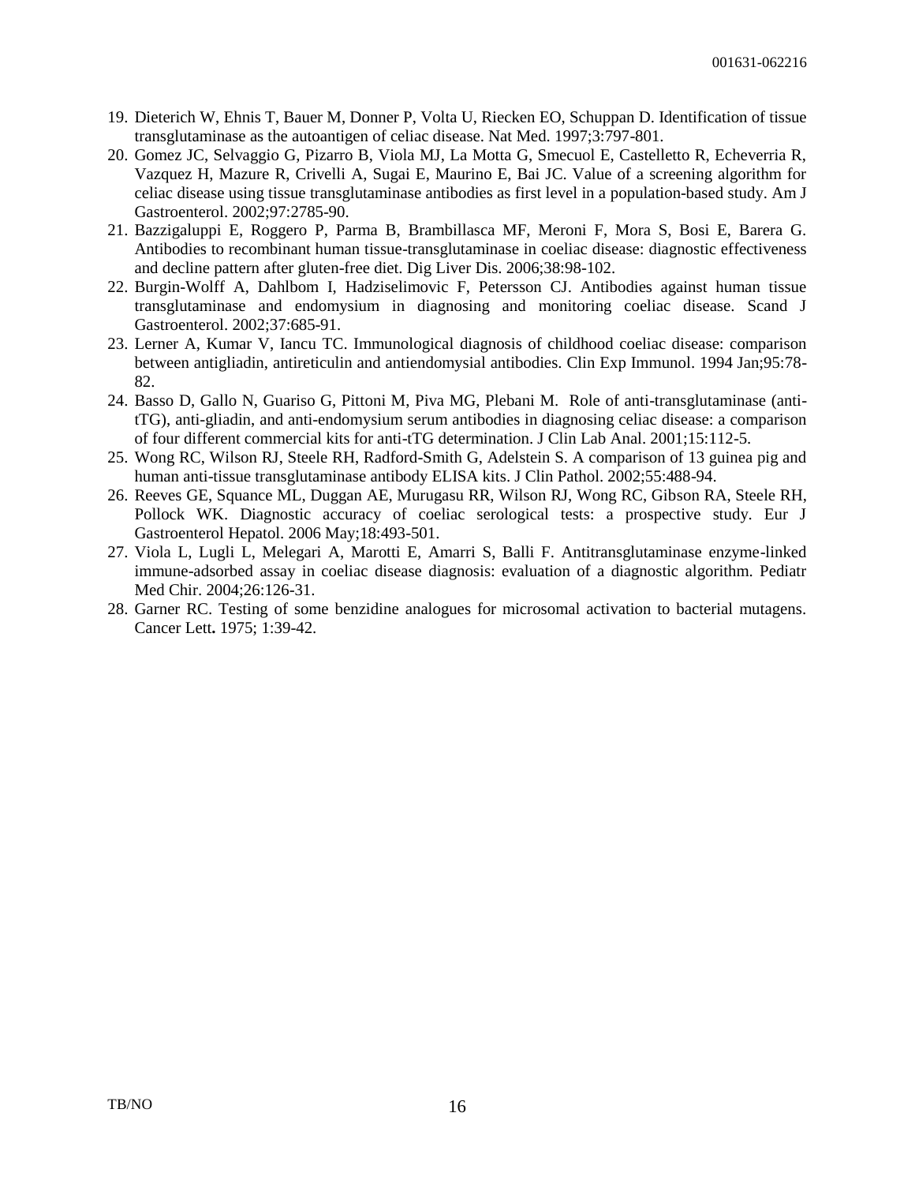19. Dieterich W, Ehnis T, Bauer M, Donner P, Volta U, Riecken EO, Schuppan D. Identification of tissue transglutaminase as the autoantigen of celiac disease. Nat Med. 1997;3:797-801.
20. Gomez JC, Selvaggio G, Pizarro B, Viola MJ, La Motta G, Smecuol E, Castelletto R, Echeverria R, Vazquez H, Mazure R, Crivelli A, Sugai E, Maurino E, Bai JC. Value of a screening algorithm for celiac disease using tissue transglutaminase antibodies as first level in a population-based study. Am J Gastroenterol. 2002;97:2785-90.
21. Bazzigaluppi E, Roggero P, Parma B, Brambillasca MF, Meroni F, Mora S, Bosi E, Barera G. Antibodies to recombinant human tissue-transglutaminase in coeliac disease: diagnostic effectiveness and decline pattern after gluten-free diet. Dig Liver Dis. 2006;38:98-102.
22. Burgin-Wolff A, Dahlbom I, Hadziselimovic F, Petersson CJ. Antibodies against human tissue transglutaminase and endomysium in diagnosing and monitoring coeliac disease. Scand J Gastroenterol. 2002;37:685-91.
23. Lerner A, Kumar V, Iancu TC. Immunological diagnosis of childhood coeliac disease: comparison between antigliadin, antireticulin and antiendomysial antibodies. Clin Exp Immunol. 1994 Jan;95:78-82.
24. Basso D, Gallo N, Guariso G, Pittoni M, Piva MG, Plebani M. Role of anti-transglutaminase (anti-tTG), anti-gliadin, and anti-endomysium serum antibodies in diagnosing celiac disease: a comparison of four different commercial kits for anti-tTG determination. J Clin Lab Anal. 2001;15:112-5.
25. Wong RC, Wilson RJ, Steele RH, Radford-Smith G, Adelstein S. A comparison of 13 guinea pig and human anti-tissue transglutaminase antibody ELISA kits. J Clin Pathol. 2002;55:488-94.
26. Reeves GE, Squance ML, Duggan AE, Murugasu RR, Wilson RJ, Wong RC, Gibson RA, Steele RH, Pollock WK. Diagnostic accuracy of coeliac serological tests: a prospective study. Eur J Gastroenterol Hepatol. 2006 May;18:493-501.
27. Viola L, Lugli L, Melegari A, Marotti E, Amarri S, Balli F. Antitransglutaminase enzyme-linked immune-adsorbed assay in coeliac disease diagnosis: evaluation of a diagnostic algorithm. Pediatr Med Chir. 2004;26:126-31.
28. Garner RC. Testing of some benzidine analogues for microsomal activation to bacterial mutagens. Cancer Lett**.** 1975; 1:39-42.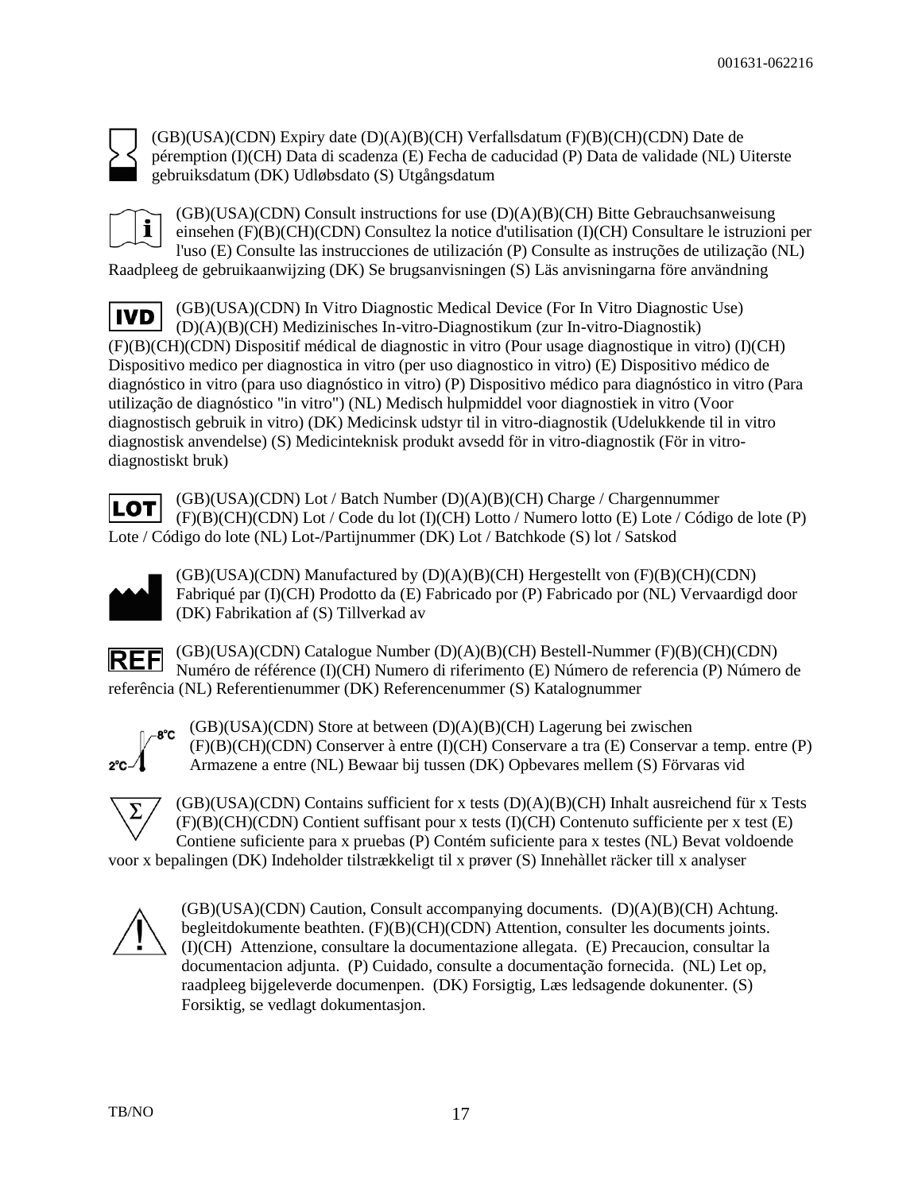001631-062216

(GB)(USA)(CDN) Expiry date (D)(A)(B)(CH) Verfallsdatum (F)(B)(CH)(CDN) Date de péremption (I)(CH) Data di scadenza (E) Fecha de caducidad (P) Data de validade (NL) Uiterste gebruiksdatum (DK) Udløbsdato (S) Utgångsdatum

(GB)(USA)(CDN) Consult instructions for use (D)(A)(B)(CH) Bitte Gebrauchsanweisung einsehen (F)(B)(CH)(CDN) Consultez la notice d'utilisation (I)(CH) Consultare le istruzioni per l'uso (E) Consulte las instrucciones de utilización (P) Consulte as instruções de utilização (NL) Raadpleeg de gebruikaanwijzing (DK) Se brugsanvisningen (S) Läs anvisningarna före användning

IVD (GB)(USA)(CDN) In Vitro Diagnostic Medical Device (For In Vitro Diagnostic Use) (D)(A)(B)(CH) Medizinisches In-vitro-Diagnostikum (zur In-vitro-Diagnostik) (F)(B)(CH)(CDN) Dispositif médical de diagnostic in vitro (Pour usage diagnostique in vitro) (I)(CH) Dispositivo medico per diagnostica in vitro (per uso diagnostico in vitro) (E) Dispositivo médico de diagnóstico in vitro (para uso diagnóstico in vitro) (P) Dispositivo médico para diagnóstico in vitro (Para utilização de diagnóstico "in vitro") (NL) Medisch hulpmiddel voor diagnostiek in vitro (Voor diagnostisch gebruik in vitro) (DK) Medicinsk udstyr til in vitro-diagnostik (Udelukkende til in vitro diagnostisk anvendelse) (S) Medicinteknisk produkt avsedd för in vitro-diagnostik (För in vitro-diagnostiskt bruk)

LOT (GB)(USA)(CDN) Lot / Batch Number (D)(A)(B)(CH) Charge / Chargennummer (F)(B)(CH)(CDN) Lot / Code du lot (I)(CH) Lotto / Numero lotto (E) Lote / Código de lote (P) Lote / Código do lote (NL) Lot-/Partijnummer (DK) Lot / Batchkode (S) lot / Satskod

(GB)(USA)(CDN) Manufactured by (D)(A)(B)(CH) Hergestellt von (F)(B)(CH)(CDN) Fabriqué par (I)(CH) Prodotto da (E) Fabricado por (P) Fabricado por (NL) Vervaardigd door (DK) Fabrikation af (S) Tillverkad av

REF (GB)(USA)(CDN) Catalogue Number (D)(A)(B)(CH) Bestell-Nummer (F)(B)(CH)(CDN) Numéro de référence (I)(CH) Numero di riferimento (E) Número de referencia (P) Número de referência (NL) Referentienummer (DK) Referencenummer (S) Katalognummer

2°C – 8°C (GB)(USA)(CDN) Store at between (D)(A)(B)(CH) Lagerung bei zwischen (F)(B)(CH)(CDN) Conserver à entre (I)(CH) Conservare a tra (E) Conservar a temp. entre (P) Armazene a entre (NL) Bewaar bij tussen (DK) Opbevares mellem (S) Förvaras vid

Σ (GB)(USA)(CDN) Contains sufficient for x tests (D)(A)(B)(CH) Inhalt ausreichend für x Tests (F)(B)(CH)(CDN) Contient suffisant pour x tests (I)(CH) Contenuto sufficiente per x test (E) Contiene suficiente para x pruebas (P) Contém suficiente para x testes (NL) Bevat voldoende voor x bepalingen (DK) Indeholder tilstrækkeligt til x prøver (S) Innehàllet räcker till x analyser

(GB)(USA)(CDN) Caution, Consult accompanying documents. (D)(A)(B)(CH) Achtung. begleitdokumente beathten. (F)(B)(CH)(CDN) Attention, consulter les documents joints. (I)(CH) Attenzione, consultare la documentazione allegata. (E) Precaucion, consultar la documentacion adjunta. (P) Cuidado, consulte a documentação fornecida. (NL) Let op, raadpleeg bijgeleverde documenpen. (DK) Forsigtig, Læs ledsagende dokunenter. (S) Forsiktig, se vedlagt dokumentasjon.

TB/NO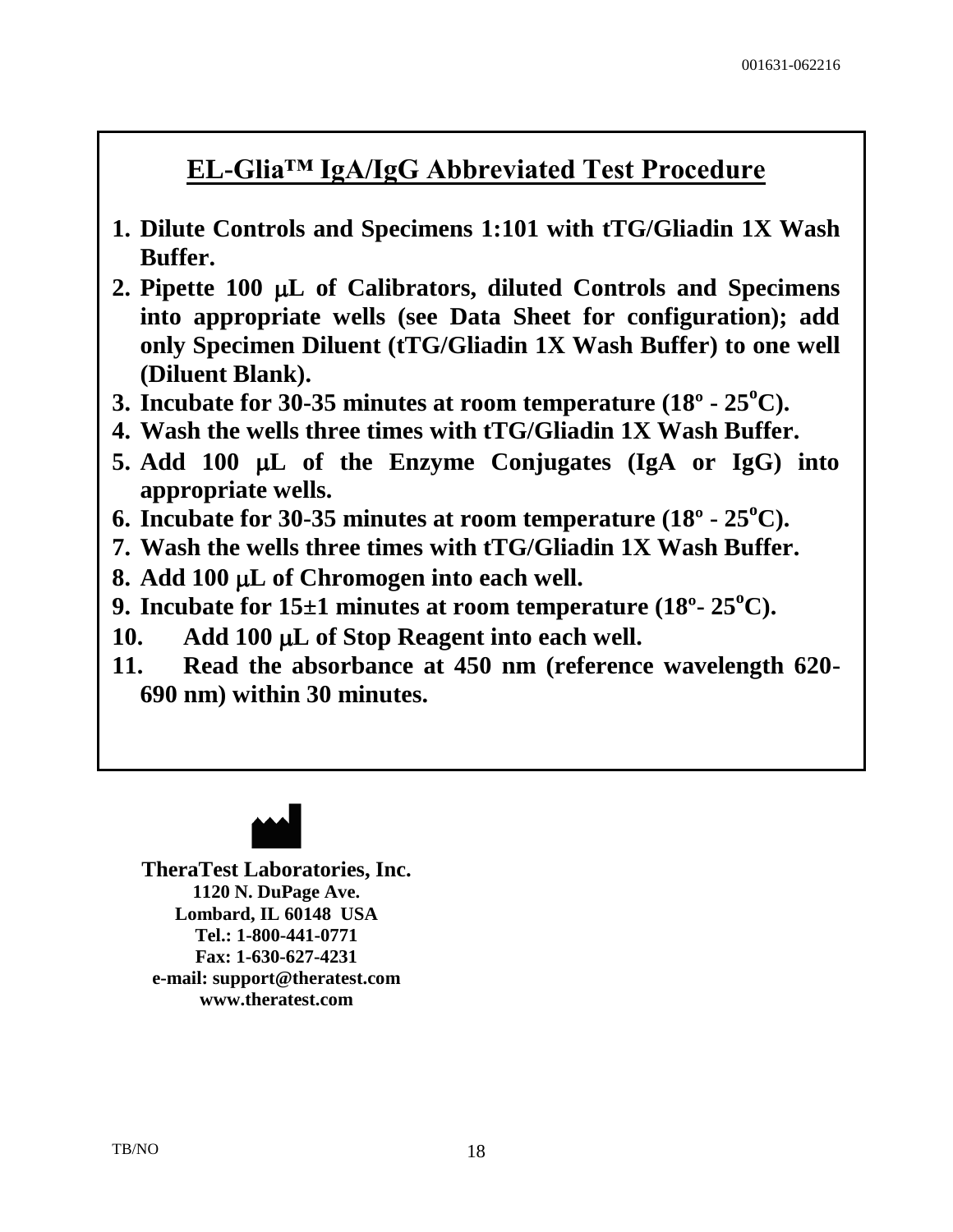## EL-Glia™ IgA/IgG Abbreviated Test Procedure

1. **Dilute Controls and Specimens 1:101 with tTG/Gliadin 1X Wash Buffer.**
2. **Pipette 100 μL of Calibrators, diluted Controls and Specimens into appropriate wells (see Data Sheet for configuration); add only Specimen Diluent (tTG/Gliadin 1X Wash Buffer) to one well (Diluent Blank).**
3. **Incubate for 30-35 minutes at room temperature (18º - 25ºC).**
4. **Wash the wells three times with tTG/Gliadin 1X Wash Buffer.**
5. **Add 100 μL of the Enzyme Conjugates (IgA or IgG) into appropriate wells.**
6. **Incubate for 30-35 minutes at room temperature (18º - 25ºC).**
7. **Wash the wells three times with tTG/Gliadin 1X Wash Buffer.**
8. **Add 100 μL of Chromogen into each well.**
9. **Incubate for 15±1 minutes at room temperature (18º- 25ºC).**
10. **Add 100 μL of Stop Reagent into each well.**
11. **Read the absorbance at 450 nm (reference wavelength 620-690 nm) within 30 minutes.**

**TheraTest Laboratories, Inc.**
**1120 N. DuPage Ave.**
**Lombard, IL 60148 USA**
**Tel.: 1-800-441-0771**
**Fax: 1-630-627-4231**
**e-mail: support@theratest.com**
**www.theratest.com**